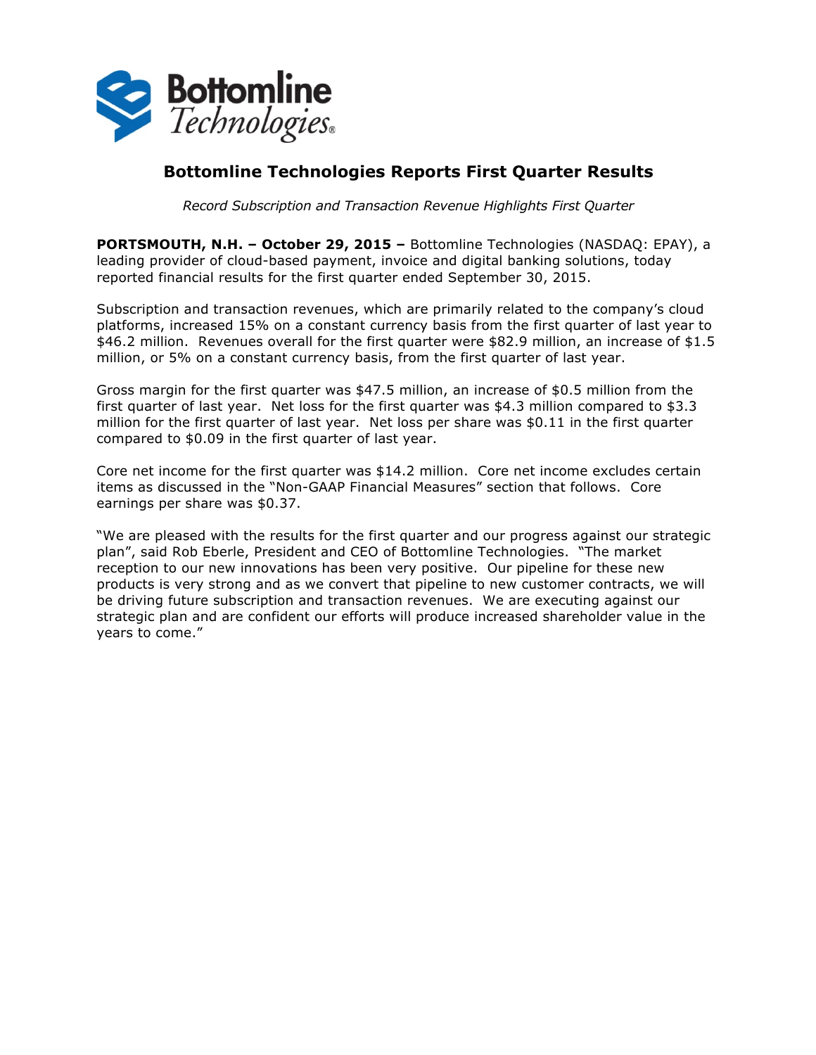# Bottomline Technologies Reports First Quarter Results

*Record Subscription and Transaction Revenue Highlights First Quarter*

**PORTSMOUTH, N.H. – October 29, 2015 –** Bottomline Technologies (NASDAQ: EPAY), a leading provider of cloud-based payment, invoice and digital banking solutions, today reported financial results for the first quarter ended September 30, 2015.

Subscription and transaction revenues, which are primarily related to the company's cloud platforms, increased 15% on a constant currency basis from the first quarter of last year to $46.2 million. Revenues overall for the first quarter were $82.9 million, an increase of $1.5 million, or 5% on a constant currency basis, from the first quarter of last year.

Gross margin for the first quarter was $47.5 million, an increase of $0.5 million from the first quarter of last year. Net loss for the first quarter was $4.3 million compared to $3.3 million for the first quarter of last year. Net loss per share was $0.11 in the first quarter compared to $0.09 in the first quarter of last year.

Core net income for the first quarter was $14.2 million. Core net income excludes certain items as discussed in the "Non-GAAP Financial Measures" section that follows. Core earnings per share was $0.37.

"We are pleased with the results for the first quarter and our progress against our strategic plan", said Rob Eberle, President and CEO of Bottomline Technologies. "The market reception to our new innovations has been very positive. Our pipeline for these new products is very strong and as we convert that pipeline to new customer contracts, we will be driving future subscription and transaction revenues. We are executing against our strategic plan and are confident our efforts will produce increased shareholder value in the years to come."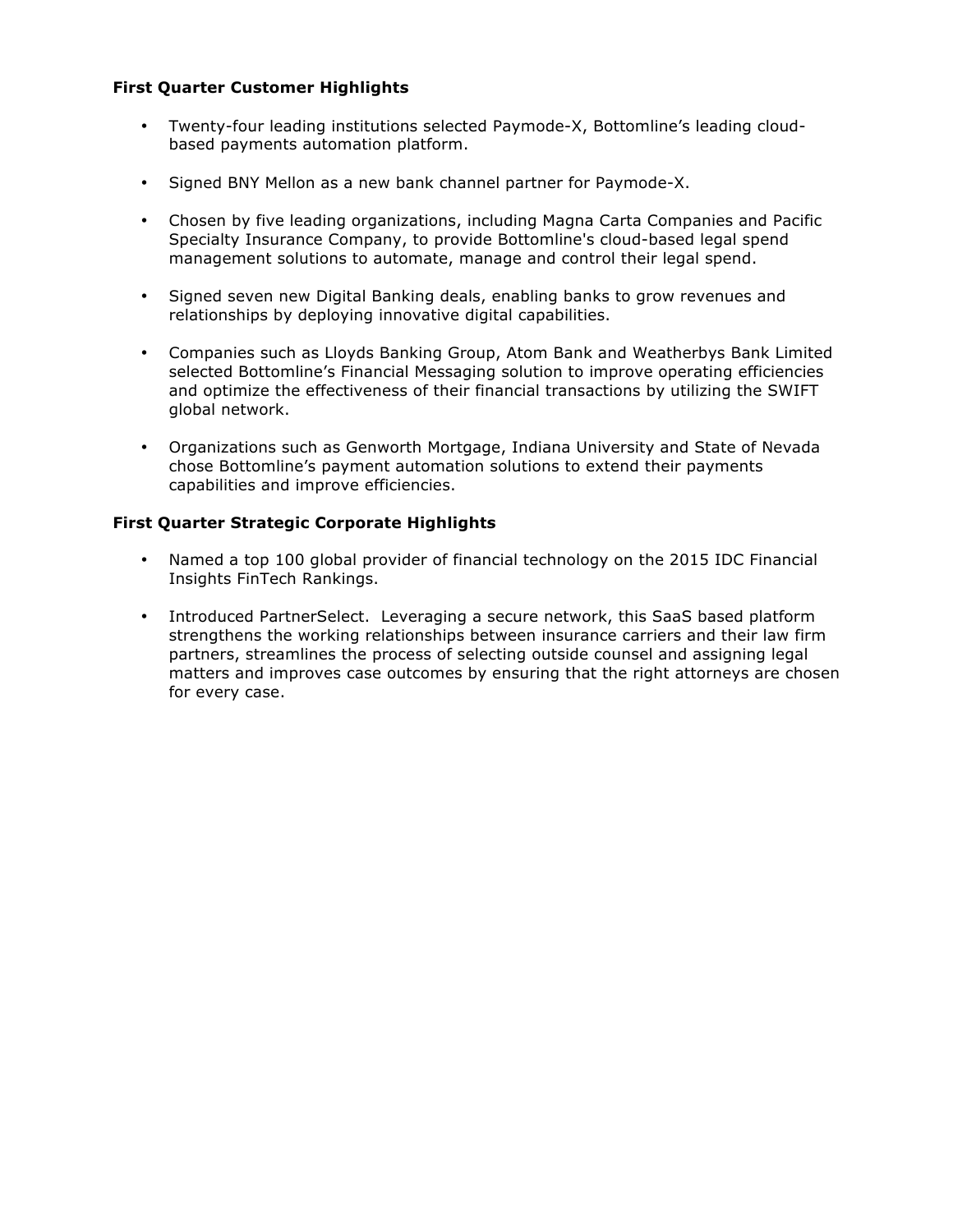**First Quarter Customer Highlights**

- Twenty-four leading institutions selected Paymode-X, Bottomline's leading cloud-based payments automation platform.
- Signed BNY Mellon as a new bank channel partner for Paymode-X.
- Chosen by five leading organizations, including Magna Carta Companies and Pacific Specialty Insurance Company, to provide Bottomline's cloud-based legal spend management solutions to automate, manage and control their legal spend.
- Signed seven new Digital Banking deals, enabling banks to grow revenues and relationships by deploying innovative digital capabilities.
- Companies such as Lloyds Banking Group, Atom Bank and Weatherbys Bank Limited selected Bottomline's Financial Messaging solution to improve operating efficiencies and optimize the effectiveness of their financial transactions by utilizing the SWIFT global network.
- Organizations such as Genworth Mortgage, Indiana University and State of Nevada chose Bottomline's payment automation solutions to extend their payments capabilities and improve efficiencies.

**First Quarter Strategic Corporate Highlights**

- Named a top 100 global provider of financial technology on the 2015 IDC Financial Insights FinTech Rankings.
- Introduced PartnerSelect. Leveraging a secure network, this SaaS based platform strengthens the working relationships between insurance carriers and their law firm partners, streamlines the process of selecting outside counsel and assigning legal matters and improves case outcomes by ensuring that the right attorneys are chosen for every case.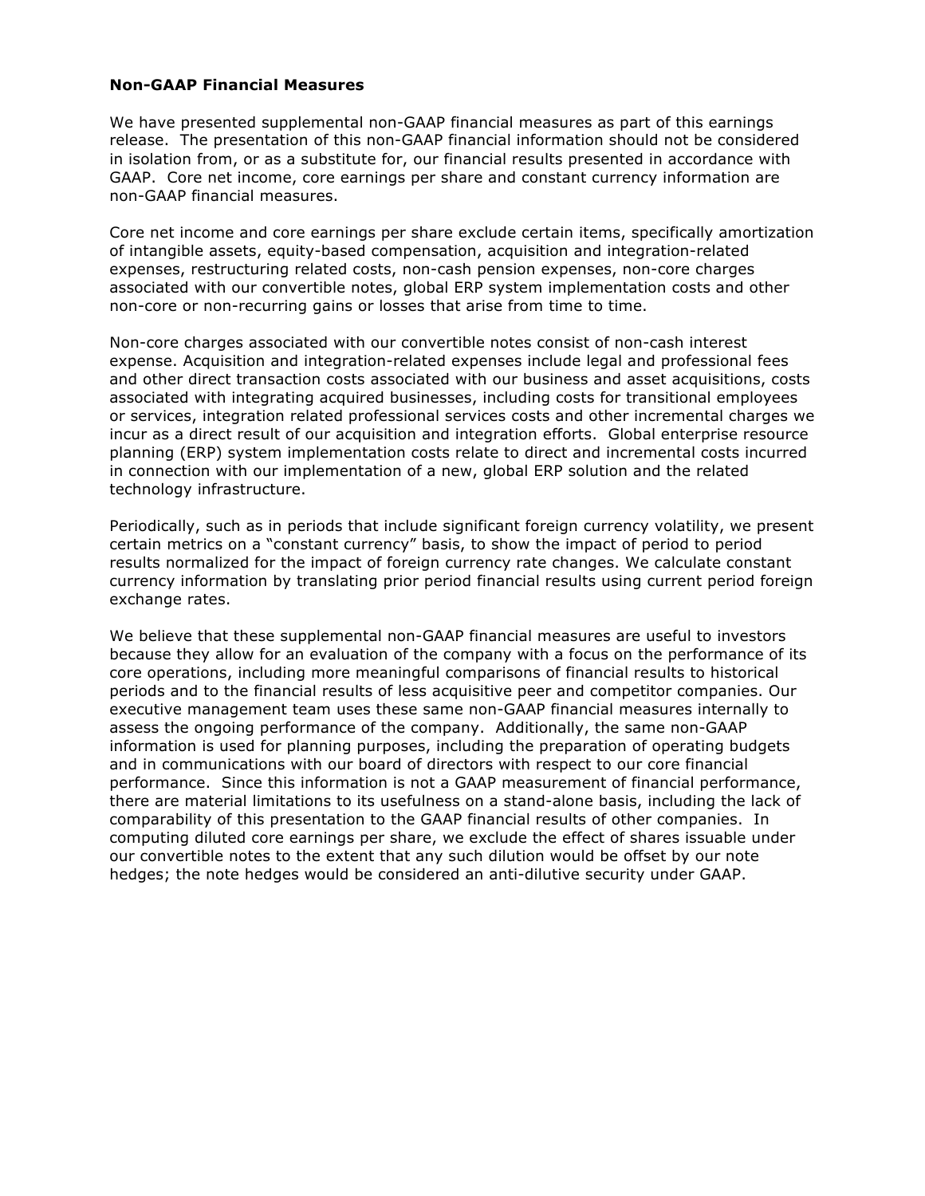**Non-GAAP Financial Measures**

We have presented supplemental non-GAAP financial measures as part of this earnings release. The presentation of this non-GAAP financial information should not be considered in isolation from, or as a substitute for, our financial results presented in accordance with GAAP. Core net income, core earnings per share and constant currency information are non-GAAP financial measures.

Core net income and core earnings per share exclude certain items, specifically amortization of intangible assets, equity-based compensation, acquisition and integration-related expenses, restructuring related costs, non-cash pension expenses, non-core charges associated with our convertible notes, global ERP system implementation costs and other non-core or non-recurring gains or losses that arise from time to time.

Non-core charges associated with our convertible notes consist of non-cash interest expense. Acquisition and integration-related expenses include legal and professional fees and other direct transaction costs associated with our business and asset acquisitions, costs associated with integrating acquired businesses, including costs for transitional employees or services, integration related professional services costs and other incremental charges we incur as a direct result of our acquisition and integration efforts. Global enterprise resource planning (ERP) system implementation costs relate to direct and incremental costs incurred in connection with our implementation of a new, global ERP solution and the related technology infrastructure.

Periodically, such as in periods that include significant foreign currency volatility, we present certain metrics on a "constant currency" basis, to show the impact of period to period results normalized for the impact of foreign currency rate changes. We calculate constant currency information by translating prior period financial results using current period foreign exchange rates.

We believe that these supplemental non-GAAP financial measures are useful to investors because they allow for an evaluation of the company with a focus on the performance of its core operations, including more meaningful comparisons of financial results to historical periods and to the financial results of less acquisitive peer and competitor companies. Our executive management team uses these same non-GAAP financial measures internally to assess the ongoing performance of the company. Additionally, the same non-GAAP information is used for planning purposes, including the preparation of operating budgets and in communications with our board of directors with respect to our core financial performance. Since this information is not a GAAP measurement of financial performance, there are material limitations to its usefulness on a stand-alone basis, including the lack of comparability of this presentation to the GAAP financial results of other companies. In computing diluted core earnings per share, we exclude the effect of shares issuable under our convertible notes to the extent that any such dilution would be offset by our note hedges; the note hedges would be considered an anti-dilutive security under GAAP.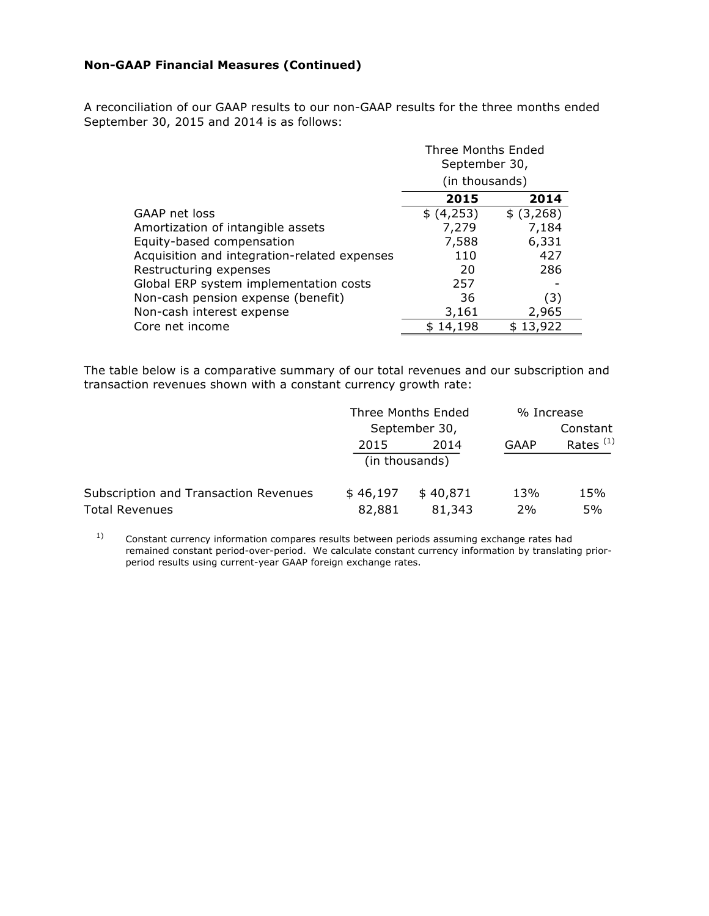**Non-GAAP Financial Measures (Continued)**

A reconciliation of our GAAP results to our non-GAAP results for the three months ended September 30, 2015 and 2014 is as follows:

| | Three Months Ended September 30, (in thousands) | |
|---|---|---|
| | **2015** | **2014** |
| GAAP net loss | $ (4,253) | $ (3,268) |
| Amortization of intangible assets | 7,279 | 7,184 |
| Equity-based compensation | 7,588 | 6,331 |
| Acquisition and integration-related expenses | 110 | 427 |
| Restructuring expenses | 20 | 286 |
| Global ERP system implementation costs | 257 | - |
| Non-cash pension expense (benefit) | 36 | (3) |
| Non-cash interest expense | 3,161 | 2,965 |
| Core net income | $ 14,198 | $ 13,922 |

The table below is a comparative summary of our total revenues and our subscription and transaction revenues shown with a constant currency growth rate:

| | Three Months Ended September 30, | | % Increase | |
|---|---|---|---|---|
| | 2015 | 2014 | GAAP | Constant Rates (1) |
| | (in thousands) | | | |
| Subscription and Transaction Revenues | $ 46,197 | $ 40,871 | 13% | 15% |
| Total Revenues | 82,881 | 81,343 | 2% | 5% |

1) Constant currency information compares results between periods assuming exchange rates had remained constant period-over-period. We calculate constant currency information by translating prior-period results using current-year GAAP foreign exchange rates.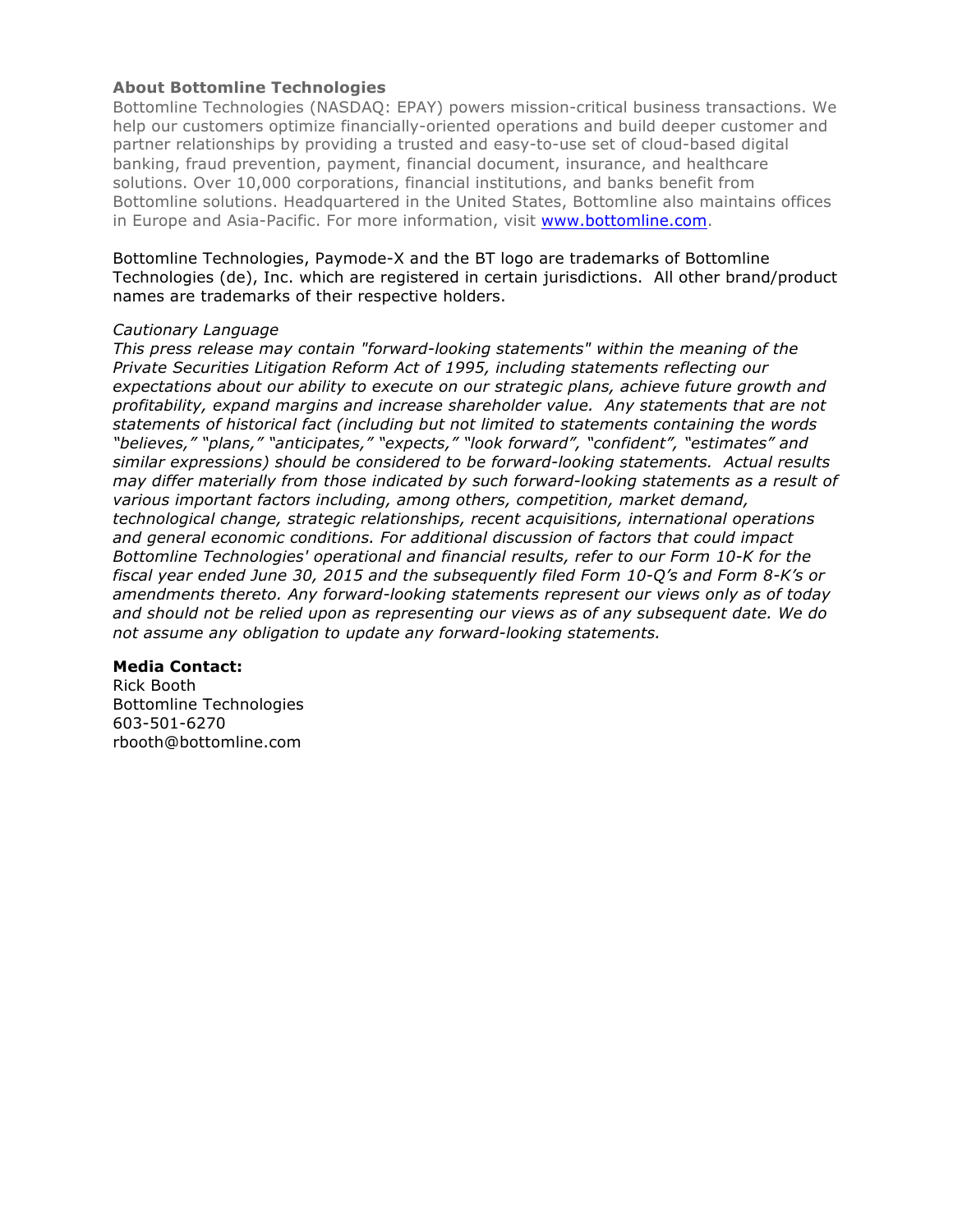### About Bottomline Technologies

Bottomline Technologies (NASDAQ: EPAY) powers mission-critical business transactions. We help our customers optimize financially-oriented operations and build deeper customer and partner relationships by providing a trusted and easy-to-use set of cloud-based digital banking, fraud prevention, payment, financial document, insurance, and healthcare solutions. Over 10,000 corporations, financial institutions, and banks benefit from Bottomline solutions. Headquartered in the United States, Bottomline also maintains offices in Europe and Asia-Pacific. For more information, visit [www.bottomline.com](http://www.bottomline.com).

Bottomline Technologies, Paymode-X and the BT logo are trademarks of Bottomline Technologies (de), Inc. which are registered in certain jurisdictions. All other brand/product names are trademarks of their respective holders.

*Cautionary Language*

*This press release may contain "forward-looking statements" within the meaning of the Private Securities Litigation Reform Act of 1995, including statements reflecting our expectations about our ability to execute on our strategic plans, achieve future growth and profitability, expand margins and increase shareholder value. Any statements that are not statements of historical fact (including but not limited to statements containing the words "believes," "plans," "anticipates," "expects," "look forward", "confident", "estimates" and similar expressions) should be considered to be forward-looking statements. Actual results may differ materially from those indicated by such forward-looking statements as a result of various important factors including, among others, competition, market demand, technological change, strategic relationships, recent acquisitions, international operations and general economic conditions. For additional discussion of factors that could impact Bottomline Technologies' operational and financial results, refer to our Form 10-K for the fiscal year ended June 30, 2015 and the subsequently filed Form 10-Q's and Form 8-K's or amendments thereto. Any forward-looking statements represent our views only as of today and should not be relied upon as representing our views as of any subsequent date. We do not assume any obligation to update any forward-looking statements.*

**Media Contact:**
Rick Booth
Bottomline Technologies
603-501-6270
rbooth@bottomline.com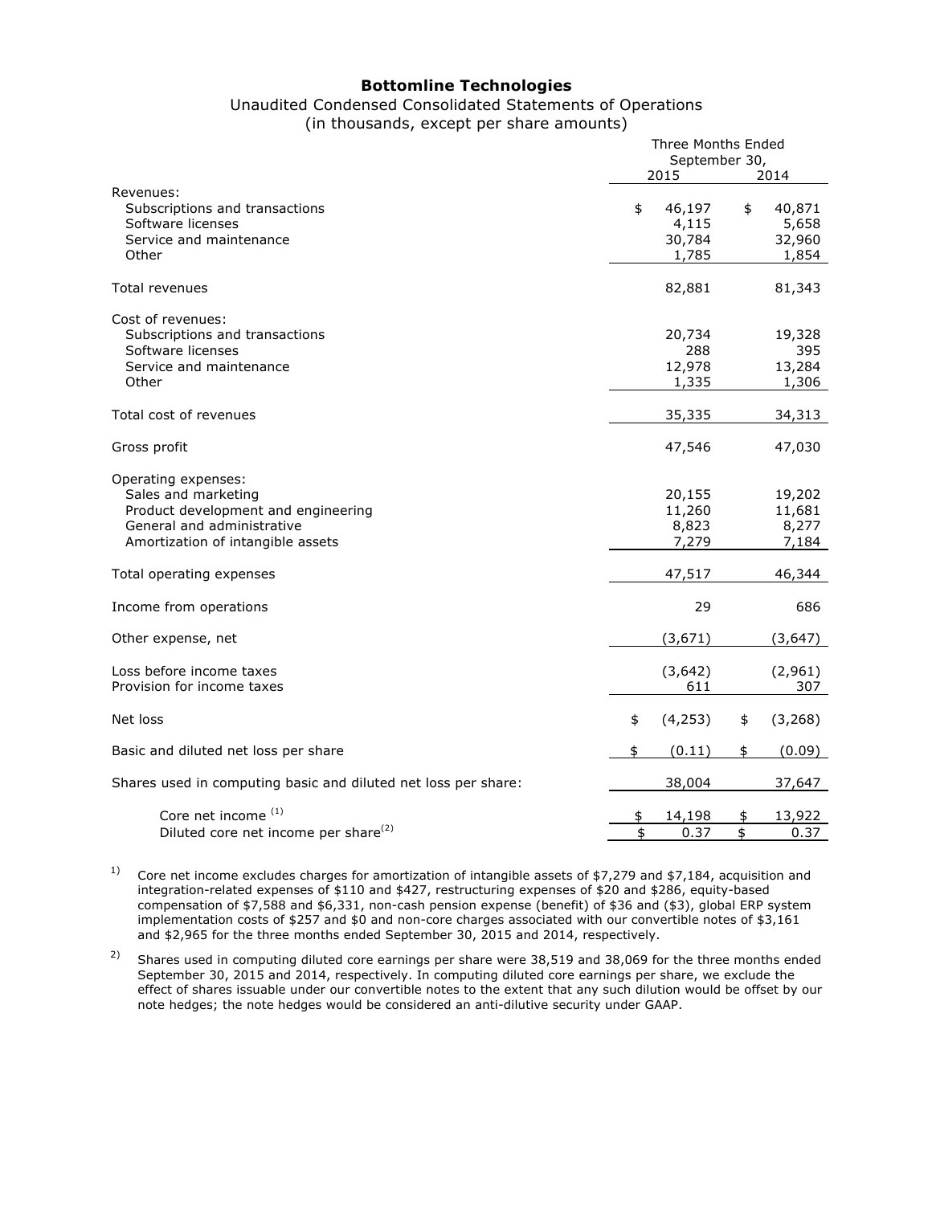# Bottomline Technologies

## Unaudited Condensed Consolidated Statements of Operations

(in thousands, except per share amounts)

| | Three Months Ended September 30, | |
|---|---|---|
| | 2015 | 2014 |
| Revenues: | | |
| Subscriptions and transactions | $ 46,197 | $ 40,871 |
| Software licenses | 4,115 | 5,658 |
| Service and maintenance | 30,784 | 32,960 |
| Other | 1,785 | 1,854 |
| Total revenues | 82,881 | 81,343 |
| Cost of revenues: | | |
| Subscriptions and transactions | 20,734 | 19,328 |
| Software licenses | 288 | 395 |
| Service and maintenance | 12,978 | 13,284 |
| Other | 1,335 | 1,306 |
| Total cost of revenues | 35,335 | 34,313 |
| Gross profit | 47,546 | 47,030 |
| Operating expenses: | | |
| Sales and marketing | 20,155 | 19,202 |
| Product development and engineering | 11,260 | 11,681 |
| General and administrative | 8,823 | 8,277 |
| Amortization of intangible assets | 7,279 | 7,184 |
| Total operating expenses | 47,517 | 46,344 |
| Income from operations | 29 | 686 |
| Other expense, net | (3,671) | (3,647) |
| Loss before income taxes | (3,642) | (2,961) |
| Provision for income taxes | 611 | 307 |
| Net loss | $ (4,253) | $ (3,268) |
| Basic and diluted net loss per share | $ (0.11) | $ (0.09) |
| Shares used in computing basic and diluted net loss per share: | 38,004 | 37,647 |
| Core net income [(1)] | $ 14,198 | $ 13,922 |
| Diluted core net income per share[(2)] | $ 0.37 | $ 0.37 |

1) Core net income excludes charges for amortization of intangible assets of $7,279 and $7,184, acquisition and integration-related expenses of $110 and $427, restructuring expenses of $20 and $286, equity-based compensation of $7,588 and $6,331, non-cash pension expense (benefit) of $36 and ($3), global ERP system implementation costs of $257 and $0 and non-core charges associated with our convertible notes of $3,161 and $2,965 for the three months ended September 30, 2015 and 2014, respectively.

2) Shares used in computing diluted core earnings per share were 38,519 and 38,069 for the three months ended September 30, 2015 and 2014, respectively. In computing diluted core earnings per share, we exclude the effect of shares issuable under our convertible notes to the extent that any such dilution would be offset by our note hedges; the note hedges would be considered an anti-dilutive security under GAAP.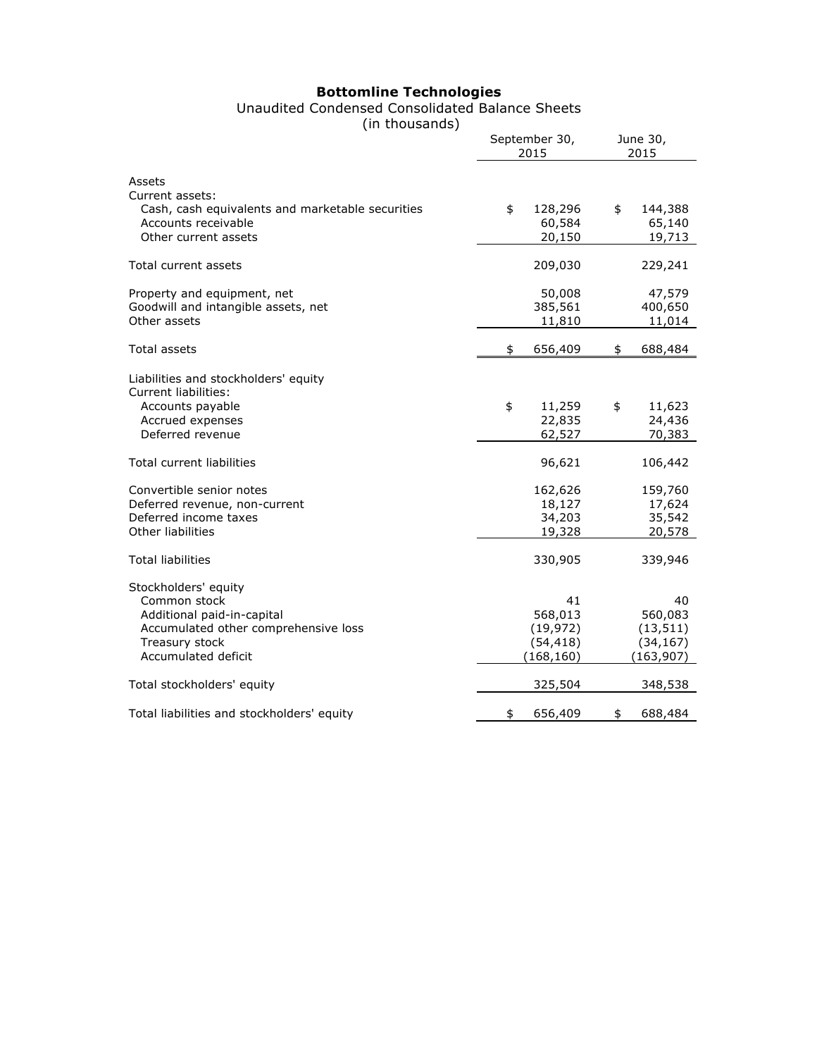# Bottomline Technologies

Unaudited Condensed Consolidated Balance Sheets

(in thousands)

| | September 30, 2015 | June 30, 2015 |
|---|---|---|
| **Assets** | | |
| Current assets: | | |
| Cash, cash equivalents and marketable securities | $ 128,296 | $ 144,388 |
| Accounts receivable | 60,584 | 65,140 |
| Other current assets | 20,150 | 19,713 |
| Total current assets | 209,030 | 229,241 |
| Property and equipment, net | 50,008 | 47,579 |
| Goodwill and intangible assets, net | 385,561 | 400,650 |
| Other assets | 11,810 | 11,014 |
| Total assets | $ 656,409 | $ 688,484 |
| **Liabilities and stockholders' equity** | | |
| Current liabilities: | | |
| Accounts payable | $ 11,259 | $ 11,623 |
| Accrued expenses | 22,835 | 24,436 |
| Deferred revenue | 62,527 | 70,383 |
| Total current liabilities | 96,621 | 106,442 |
| Convertible senior notes | 162,626 | 159,760 |
| Deferred revenue, non-current | 18,127 | 17,624 |
| Deferred income taxes | 34,203 | 35,542 |
| Other liabilities | 19,328 | 20,578 |
| Total liabilities | 330,905 | 339,946 |
| Stockholders' equity | | |
| Common stock | 41 | 40 |
| Additional paid-in-capital | 568,013 | 560,083 |
| Accumulated other comprehensive loss | (19,972) | (13,511) |
| Treasury stock | (54,418) | (34,167) |
| Accumulated deficit | (168,160) | (163,907) |
| Total stockholders' equity | 325,504 | 348,538 |
| Total liabilities and stockholders' equity | $ 656,409 | $ 688,484 |